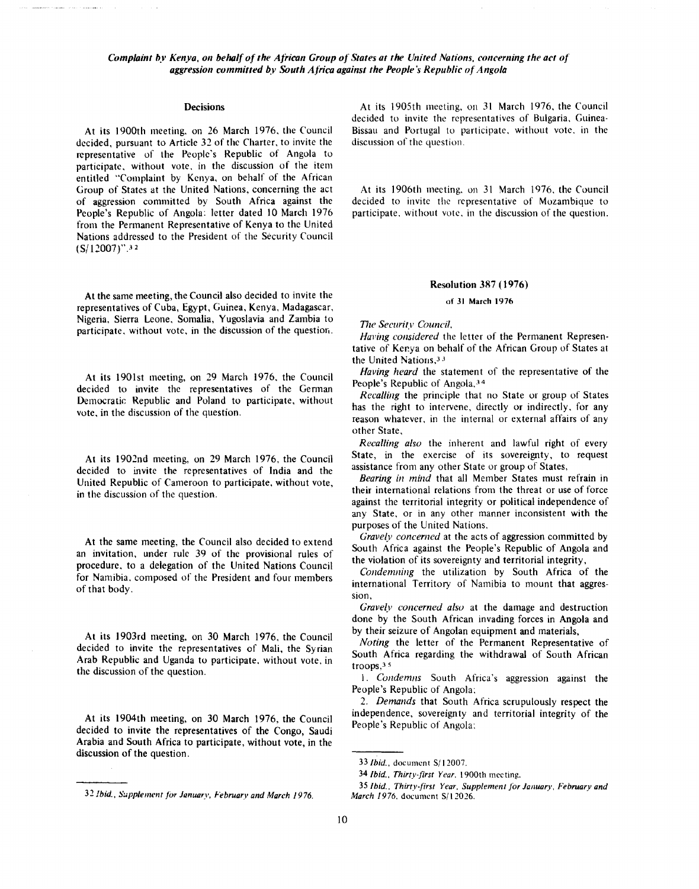*Complaint by Kenya, on behalf of the African Group of States at the United Nations, concerning the act of aggression committed by South Africa against the People's Republic of Angola*

## Decisions

At its 1900th meeting, on 26 March 1976, the Council decided, pursuant to Article 32 of the Charter, to invite the representative of the People's Republic of Angola to participate, without vote, in the discussion of the item entitled "Complaint by Kenya, on behalf of the African Group of States at the United Nations, concerning the act of aggression committed by South Africa against the People's Republic of Angola: letter dated 10 March 1976 from the Permanent Representative of Kenya to the United Nations addressed to the President of the Security Council (S/12007)".[32]

At the same meeting, the Council also decided to invite the representatives of Cuba, Egypt, Guinea, Kenya, Madagascar, Nigeria, Sierra Leone, Somalia, Yugoslavia and Zambia to participate, without vote, in the discussion of the question.

At its 1901st meeting, on 29 March 1976, the Council decided to invite the representatives of the German Democratic Republic and Poland to participate, without vote, in the discussion of the question.

At its 1902nd meeting, on 29 March 1976, the Council decided to invite the representatives of India and the United Republic of Cameroon to participate, without vote, in the discussion of the question.

At the same meeting, the Council also decided to extend an invitation, under rule 39 of the provisional rules of procedure, to a delegation of the United Nations Council for Namibia, composed of the President and four members of that body.

At its 1903rd meeting, on 30 March 1976, the Council decided to invite the representatives of Mali, the Syrian Arab Republic and Uganda to participate, without vote, in the discussion of the question.

At its 1904th meeting, on 30 March 1976, the Council decided to invite the representatives of the Congo, Saudi Arabia and South Africa to participate, without vote, in the discussion of the question.

At its 1905th meeting, on 31 March 1976, the Council decided to invite the representatives of Bulgaria, Guinea-Bissau and Portugal to participate, without vote, in the discussion of the question.

At its 1906th meeting, on 31 March 1976, the Council decided to invite the representative of Mozambique to participate, without vote, in the discussion of the question.

## Resolution 387 (1976)

### of 31 March 1976

*The Security Council,*

*Having considered* the letter of the Permanent Representative of Kenya on behalf of the African Group of States at the United Nations,[33]

*Having heard* the statement of the representative of the People's Republic of Angola,[34]

*Recalling* the principle that no State or group of States has the right to intervene, directly or indirectly, for any reason whatever, in the internal or external affairs of any other State,

*Recalling also* the inherent and lawful right of every State, in the exercise of its sovereignty, to request assistance from any other State or group of States,

*Bearing in mind* that all Member States must refrain in their international relations from the threat or use of force against the territorial integrity or political independence of any State, or in any other manner inconsistent with the purposes of the United Nations,

*Gravely concerned* at the acts of aggression committed by South Africa against the People's Republic of Angola and the violation of its sovereignty and territorial integrity,

*Condemning* the utilization by South Africa of the international Territory of Namibia to mount that aggression,

*Gravely concerned also* at the damage and destruction done by the South African invading forces in Angola and by their seizure of Angolan equipment and materials,

*Noting* the letter of the Permanent Representative of South Africa regarding the withdrawal of South African troops,[35]

1. *Condemns* South Africa's aggression against the People's Republic of Angola;

2. *Demands* that South Africa scrupulously respect the independence, sovereignty and territorial integrity of the People's Republic of Angola;

---

[32] *Ibid., Supplement for January, February and March 1976.*

[33] *Ibid.*, document S/12007.

[34] *Ibid., Thirty-first Year*, 1900th meeting.

[35] *Ibid., Thirty-first Year, Supplement for January, February and March 1976*, document S/12026.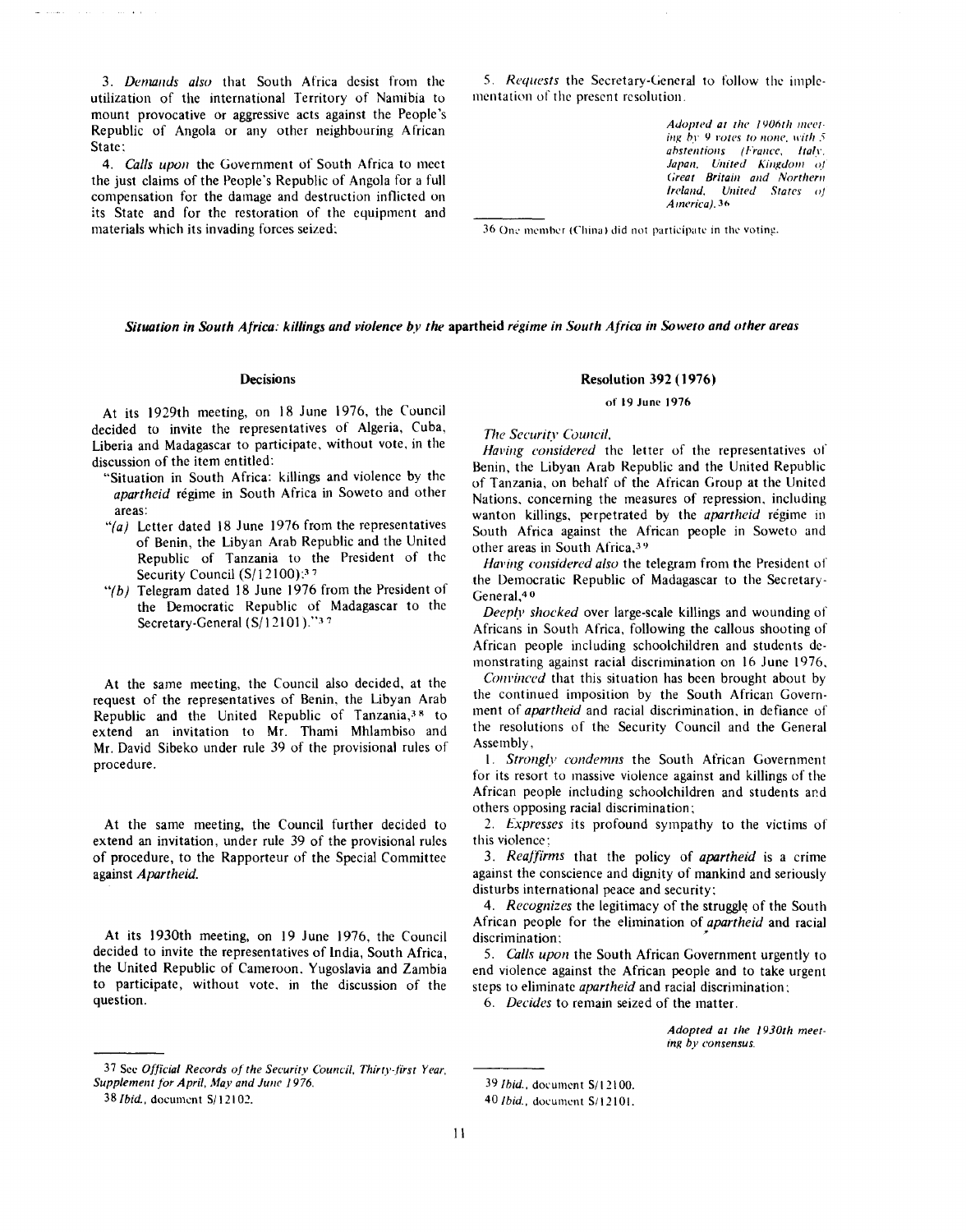3. *Demands also* that South Africa desist from the utilization of the international Territory of Namibia to mount provocative or aggressive acts against the People's Republic of Angola or any other neighbouring African State;

4. *Calls upon* the Government of South Africa to meet the just claims of the People's Republic of Angola for a full compensation for the damage and destruction inflicted on its State and for the restoration of the equipment and materials which its invading forces seized;

5. *Requests* the Secretary-General to follow the implementation of the present resolution.

*Adopted at the 1906th meeting by 9 votes to none, with 5 abstentions (France, Italy, Japan, United Kingdom of Great Britain and Northern Ireland, United States of America).*[36]

[36] One member (China) did not participate in the voting.

## *Situation in South Africa: killings and violence by the* apartheid *régime in South Africa in Soweto and other areas*

### Decisions

At its 1929th meeting, on 18 June 1976, the Council decided to invite the representatives of Algeria, Cuba, Liberia and Madagascar to participate, without vote, in the discussion of the item entitled:

"Situation in South Africa: killings and violence by the *apartheid* régime in South Africa in Soweto and other areas:

"*(a)* Letter dated 18 June 1976 from the representatives of Benin, the Libyan Arab Republic and the United Republic of Tanzania to the President of the Security Council (S/12100);[37]

"*(b)* Telegram dated 18 June 1976 from the President of the Democratic Republic of Madagascar to the Secretary-General (S/12101)."[37]

At the same meeting, the Council also decided, at the request of the representatives of Benin, the Libyan Arab Republic and the United Republic of Tanzania,[38] to extend an invitation to Mr. Thami Mhlambiso and Mr. David Sibeko under rule 39 of the provisional rules of procedure.

At the same meeting, the Council further decided to extend an invitation, under rule 39 of the provisional rules of procedure, to the Rapporteur of the Special Committee against *Apartheid.*

At its 1930th meeting, on 19 June 1976, the Council decided to invite the representatives of India, South Africa, the United Republic of Cameroon, Yugoslavia and Zambia to participate, without vote, in the discussion of the question.

[37] See *Official Records of the Security Council, Thirty-first Year, Supplement for April, May and June 1976.*

[38] *Ibid.*, document S/12102.

### Resolution 392 (1976)

of 19 June 1976

*The Security Council,*

*Having considered* the letter of the representatives of Benin, the Libyan Arab Republic and the United Republic of Tanzania, on behalf of the African Group at the United Nations, concerning the measures of repression, including wanton killings, perpetrated by the *apartheid* régime in South Africa against the African people in Soweto and other areas in South Africa,[39]

*Having considered also* the telegram from the President of the Democratic Republic of Madagascar to the Secretary-General,[40]

*Deeply shocked* over large-scale killings and wounding of Africans in South Africa, following the callous shooting of African people including schoolchildren and students demonstrating against racial discrimination on 16 June 1976,

*Convinced* that this situation has been brought about by the continued imposition by the South African Government of *apartheid* and racial discrimination, in defiance of the resolutions of the Security Council and the General Assembly,

1. *Strongly condemns* the South African Government for its resort to massive violence against and killings of the African people including schoolchildren and students and others opposing racial discrimination;

2. *Expresses* its profound sympathy to the victims of this violence;

3. *Reaffirms* that the policy of *apartheid* is a crime against the conscience and dignity of mankind and seriously disturbs international peace and security;

4. *Recognizes* the legitimacy of the struggle of the South African people for the elimination of *apartheid* and racial discrimination;

5. *Calls upon* the South African Government urgently to end violence against the African people and to take urgent steps to eliminate *apartheid* and racial discrimination;

6. *Decides* to remain seized of the matter.

*Adopted at the 1930th meeting by consensus.*

[39] *Ibid.*, document S/12100.

[40] *Ibid.*, document S/12101.